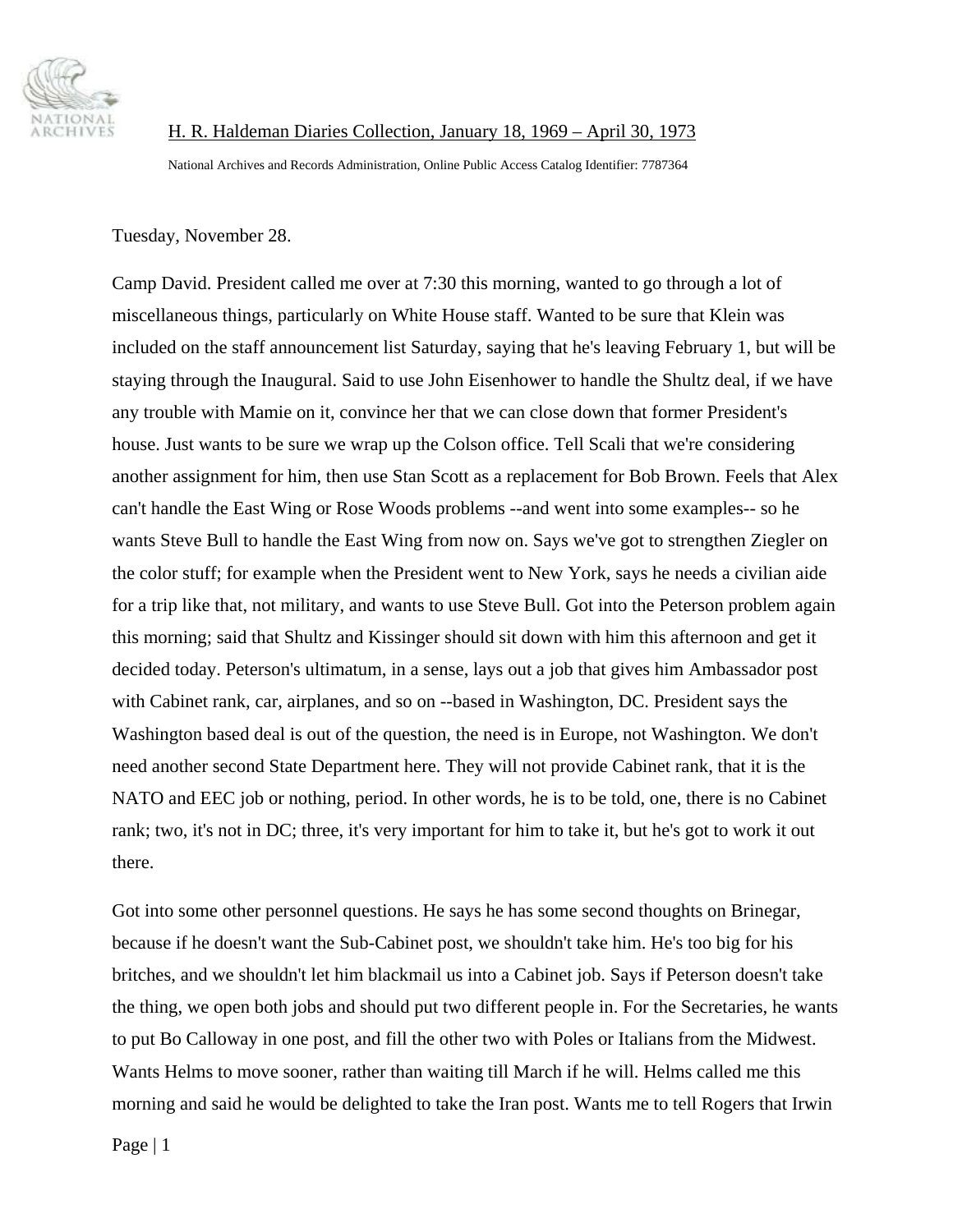H. R. Haldeman Diaries Collection, January 18, 1969 – April 30, 1973

National Archives and Records Administration, Online Public Access Catalog Identifier: 7787364

Tuesday, November 28.

Camp David. President called me over at 7:30 this morning, wanted to go through a lot of miscellaneous things, particularly on White House staff. Wanted to be sure that Klein was included on the staff announcement list Saturday, saying that he's leaving February 1, but will be staying through the Inaugural. Said to use John Eisenhower to handle the Shultz deal, if we have any trouble with Mamie on it, convince her that we can close down that former President's house. Just wants to be sure we wrap up the Colson office. Tell Scali that we're considering another assignment for him, then use Stan Scott as a replacement for Bob Brown. Feels that Alex can't handle the East Wing or Rose Woods problems --and went into some examples-- so he wants Steve Bull to handle the East Wing from now on. Says we've got to strengthen Ziegler on the color stuff; for example when the President went to New York, says he needs a civilian aide for a trip like that, not military, and wants to use Steve Bull. Got into the Peterson problem again this morning; said that Shultz and Kissinger should sit down with him this afternoon and get it decided today. Peterson's ultimatum, in a sense, lays out a job that gives him Ambassador post with Cabinet rank, car, airplanes, and so on --based in Washington, DC. President says the Washington based deal is out of the question, the need is in Europe, not Washington. We don't need another second State Department here. They will not provide Cabinet rank, that it is the NATO and EEC job or nothing, period. In other words, he is to be told, one, there is no Cabinet rank; two, it's not in DC; three, it's very important for him to take it, but he's got to work it out there.

Got into some other personnel questions. He says he has some second thoughts on Brinegar, because if he doesn't want the Sub-Cabinet post, we shouldn't take him. He's too big for his britches, and we shouldn't let him blackmail us into a Cabinet job. Says if Peterson doesn't take the thing, we open both jobs and should put two different people in. For the Secretaries, he wants to put Bo Calloway in one post, and fill the other two with Poles or Italians from the Midwest. Wants Helms to move sooner, rather than waiting till March if he will. Helms called me this morning and said he would be delighted to take the Iran post. Wants me to tell Rogers that Irwin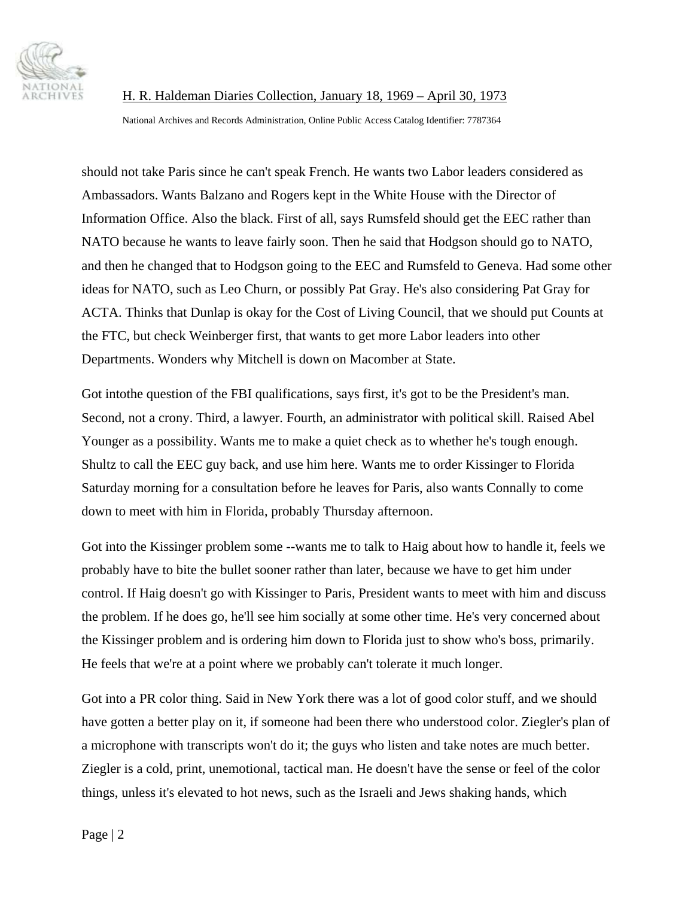should not take Paris since he can't speak French. He wants two Labor leaders considered as Ambassadors. Wants Balzano and Rogers kept in the White House with the Director of Information Office. Also the black. First of all, says Rumsfeld should get the EEC rather than NATO because he wants to leave fairly soon. Then he said that Hodgson should go to NATO, and then he changed that to Hodgson going to the EEC and Rumsfeld to Geneva. Had some other ideas for NATO, such as Leo Churn, or possibly Pat Gray. He's also considering Pat Gray for ACTA. Thinks that Dunlap is okay for the Cost of Living Council, that we should put Counts at the FTC, but check Weinberger first, that wants to get more Labor leaders into other Departments. Wonders why Mitchell is down on Macomber at State.

Got intothe question of the FBI qualifications, says first, it's got to be the President's man. Second, not a crony. Third, a lawyer. Fourth, an administrator with political skill. Raised Abel Younger as a possibility. Wants me to make a quiet check as to whether he's tough enough. Shultz to call the EEC guy back, and use him here. Wants me to order Kissinger to Florida Saturday morning for a consultation before he leaves for Paris, also wants Connally to come down to meet with him in Florida, probably Thursday afternoon.

Got into the Kissinger problem some --wants me to talk to Haig about how to handle it, feels we probably have to bite the bullet sooner rather than later, because we have to get him under control. If Haig doesn't go with Kissinger to Paris, President wants to meet with him and discuss the problem. If he does go, he'll see him socially at some other time. He's very concerned about the Kissinger problem and is ordering him down to Florida just to show who's boss, primarily. He feels that we're at a point where we probably can't tolerate it much longer.

Got into a PR color thing. Said in New York there was a lot of good color stuff, and we should have gotten a better play on it, if someone had been there who understood color. Ziegler's plan of a microphone with transcripts won't do it; the guys who listen and take notes are much better. Ziegler is a cold, print, unemotional, tactical man. He doesn't have the sense or feel of the color things, unless it's elevated to hot news, such as the Israeli and Jews shaking hands, which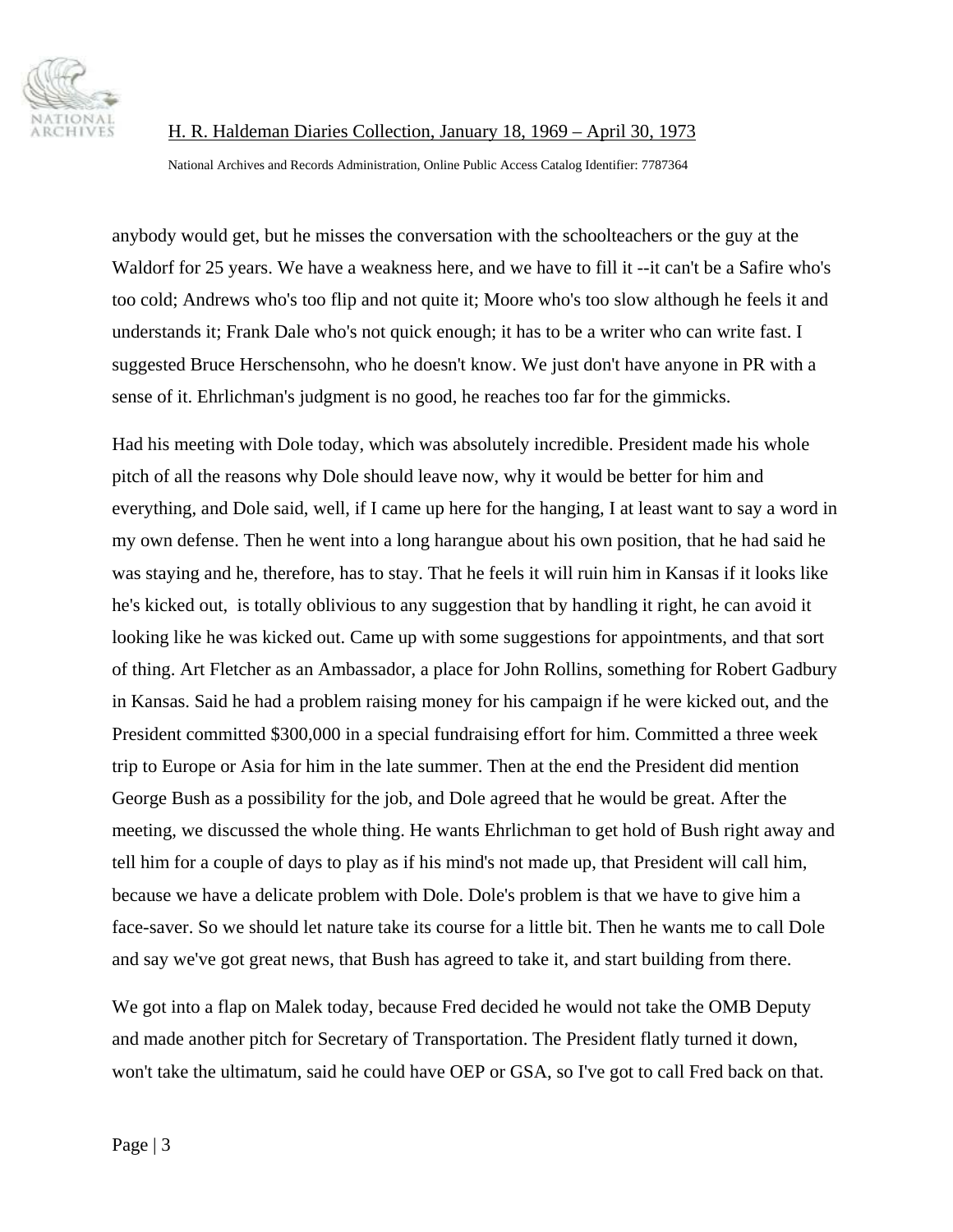anybody would get, but he misses the conversation with the schoolteachers or the guy at the Waldorf for 25 years. We have a weakness here, and we have to fill it --it can't be a Safire who's too cold; Andrews who's too flip and not quite it; Moore who's too slow although he feels it and understands it; Frank Dale who's not quick enough; it has to be a writer who can write fast. I suggested Bruce Herschensohn, who he doesn't know. We just don't have anyone in PR with a sense of it. Ehrlichman's judgment is no good, he reaches too far for the gimmicks.

Had his meeting with Dole today, which was absolutely incredible. President made his whole pitch of all the reasons why Dole should leave now, why it would be better for him and everything, and Dole said, well, if I came up here for the hanging, I at least want to say a word in my own defense. Then he went into a long harangue about his own position, that he had said he was staying and he, therefore, has to stay. That he feels it will ruin him in Kansas if it looks like he's kicked out, is totally oblivious to any suggestion that by handling it right, he can avoid it looking like he was kicked out. Came up with some suggestions for appointments, and that sort of thing. Art Fletcher as an Ambassador, a place for John Rollins, something for Robert Gadbury in Kansas. Said he had a problem raising money for his campaign if he were kicked out, and the President committed $300,000 in a special fundraising effort for him. Committed a three week trip to Europe or Asia for him in the late summer. Then at the end the President did mention George Bush as a possibility for the job, and Dole agreed that he would be great. After the meeting, we discussed the whole thing. He wants Ehrlichman to get hold of Bush right away and tell him for a couple of days to play as if his mind's not made up, that President will call him, because we have a delicate problem with Dole. Dole's problem is that we have to give him a face-saver. So we should let nature take its course for a little bit. Then he wants me to call Dole and say we've got great news, that Bush has agreed to take it, and start building from there.

We got into a flap on Malek today, because Fred decided he would not take the OMB Deputy and made another pitch for Secretary of Transportation. The President flatly turned it down, won't take the ultimatum, said he could have OEP or GSA, so I've got to call Fred back on that.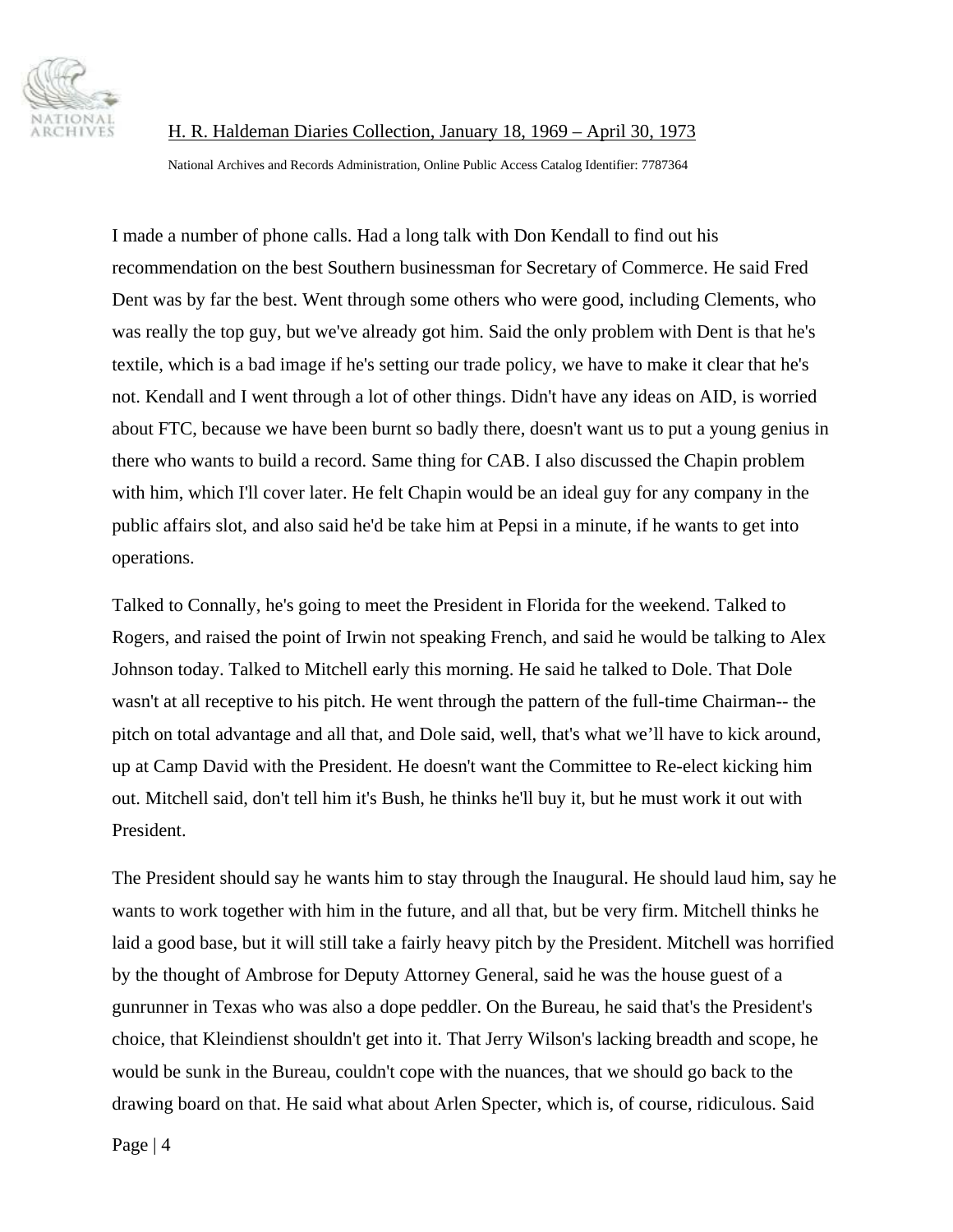I made a number of phone calls. Had a long talk with Don Kendall to find out his recommendation on the best Southern businessman for Secretary of Commerce. He said Fred Dent was by far the best. Went through some others who were good, including Clements, who was really the top guy, but we've already got him. Said the only problem with Dent is that he's textile, which is a bad image if he's setting our trade policy, we have to make it clear that he's not. Kendall and I went through a lot of other things. Didn't have any ideas on AID, is worried about FTC, because we have been burnt so badly there, doesn't want us to put a young genius in there who wants to build a record. Same thing for CAB. I also discussed the Chapin problem with him, which I'll cover later. He felt Chapin would be an ideal guy for any company in the public affairs slot, and also said he'd be take him at Pepsi in a minute, if he wants to get into operations.

Talked to Connally, he's going to meet the President in Florida for the weekend. Talked to Rogers, and raised the point of Irwin not speaking French, and said he would be talking to Alex Johnson today. Talked to Mitchell early this morning. He said he talked to Dole. That Dole wasn't at all receptive to his pitch. He went through the pattern of the full-time Chairman-- the pitch on total advantage and all that, and Dole said, well, that's what we'll have to kick around, up at Camp David with the President. He doesn't want the Committee to Re-elect kicking him out. Mitchell said, don't tell him it's Bush, he thinks he'll buy it, but he must work it out with President.

The President should say he wants him to stay through the Inaugural. He should laud him, say he wants to work together with him in the future, and all that, but be very firm. Mitchell thinks he laid a good base, but it will still take a fairly heavy pitch by the President. Mitchell was horrified by the thought of Ambrose for Deputy Attorney General, said he was the house guest of a gunrunner in Texas who was also a dope peddler. On the Bureau, he said that's the President's choice, that Kleindienst shouldn't get into it. That Jerry Wilson's lacking breadth and scope, he would be sunk in the Bureau, couldn't cope with the nuances, that we should go back to the drawing board on that. He said what about Arlen Specter, which is, of course, ridiculous. Said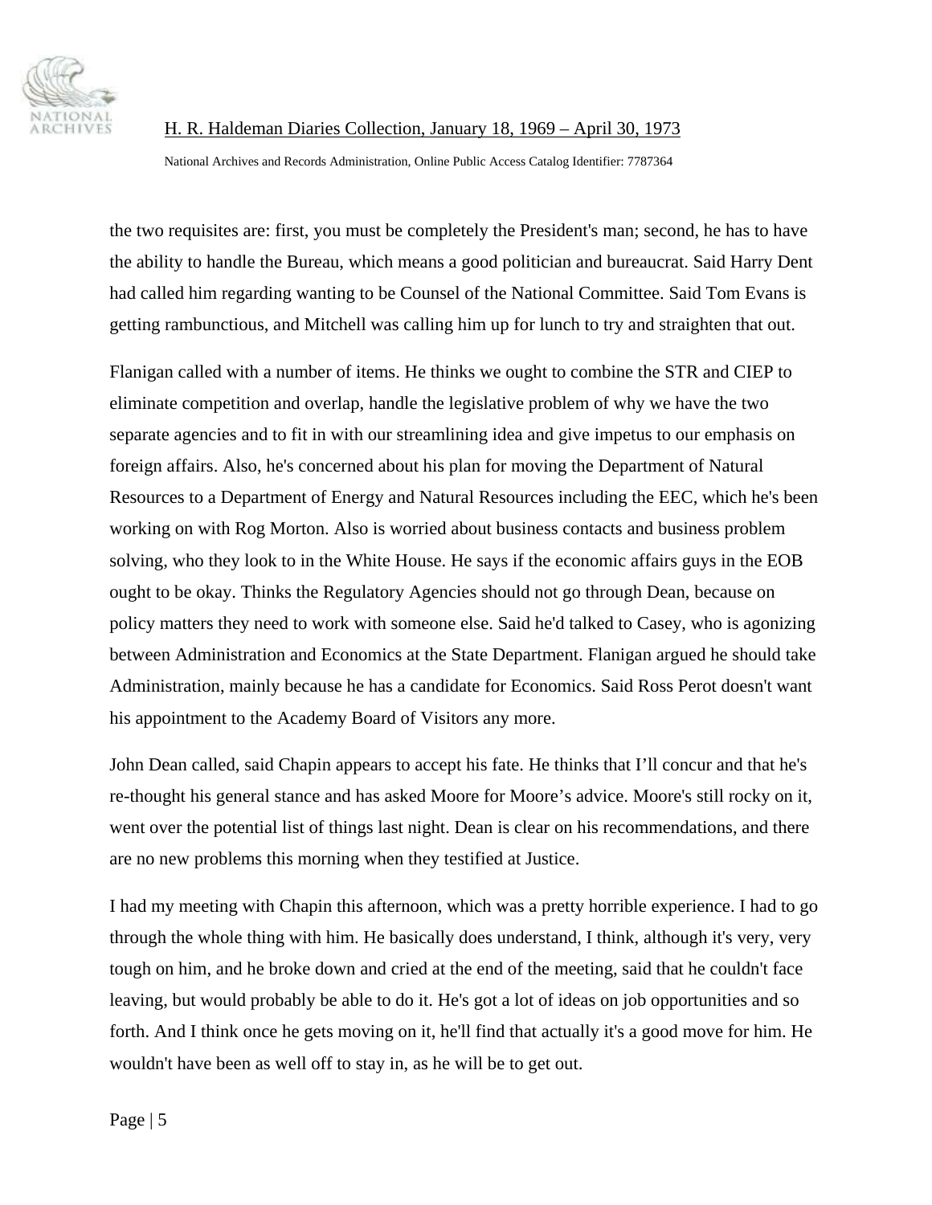the two requisites are: first, you must be completely the President's man; second, he has to have the ability to handle the Bureau, which means a good politician and bureaucrat. Said Harry Dent had called him regarding wanting to be Counsel of the National Committee. Said Tom Evans is getting rambunctious, and Mitchell was calling him up for lunch to try and straighten that out.

Flanigan called with a number of items. He thinks we ought to combine the STR and CIEP to eliminate competition and overlap, handle the legislative problem of why we have the two separate agencies and to fit in with our streamlining idea and give impetus to our emphasis on foreign affairs. Also, he's concerned about his plan for moving the Department of Natural Resources to a Department of Energy and Natural Resources including the EEC, which he's been working on with Rog Morton. Also is worried about business contacts and business problem solving, who they look to in the White House. He says if the economic affairs guys in the EOB ought to be okay. Thinks the Regulatory Agencies should not go through Dean, because on policy matters they need to work with someone else. Said he'd talked to Casey, who is agonizing between Administration and Economics at the State Department. Flanigan argued he should take Administration, mainly because he has a candidate for Economics. Said Ross Perot doesn't want his appointment to the Academy Board of Visitors any more.

John Dean called, said Chapin appears to accept his fate. He thinks that I'll concur and that he's re-thought his general stance and has asked Moore for Moore's advice. Moore's still rocky on it, went over the potential list of things last night. Dean is clear on his recommendations, and there are no new problems this morning when they testified at Justice.

I had my meeting with Chapin this afternoon, which was a pretty horrible experience. I had to go through the whole thing with him. He basically does understand, I think, although it's very, very tough on him, and he broke down and cried at the end of the meeting, said that he couldn't face leaving, but would probably be able to do it. He's got a lot of ideas on job opportunities and so forth. And I think once he gets moving on it, he'll find that actually it's a good move for him. He wouldn't have been as well off to stay in, as he will be to get out.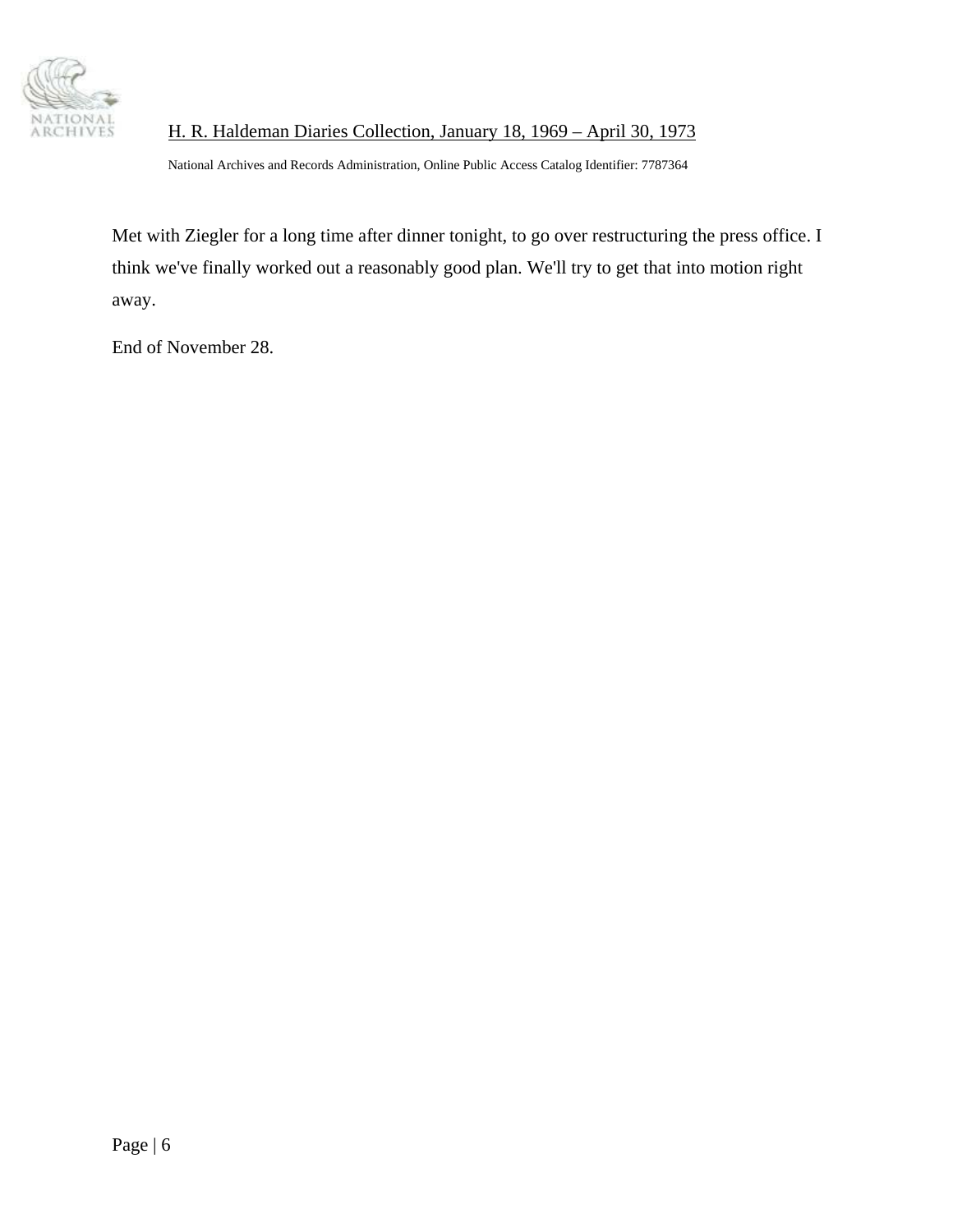Met with Ziegler for a long time after dinner tonight, to go over restructuring the press office. I think we've finally worked out a reasonably good plan. We'll try to get that into motion right away.

End of November 28.